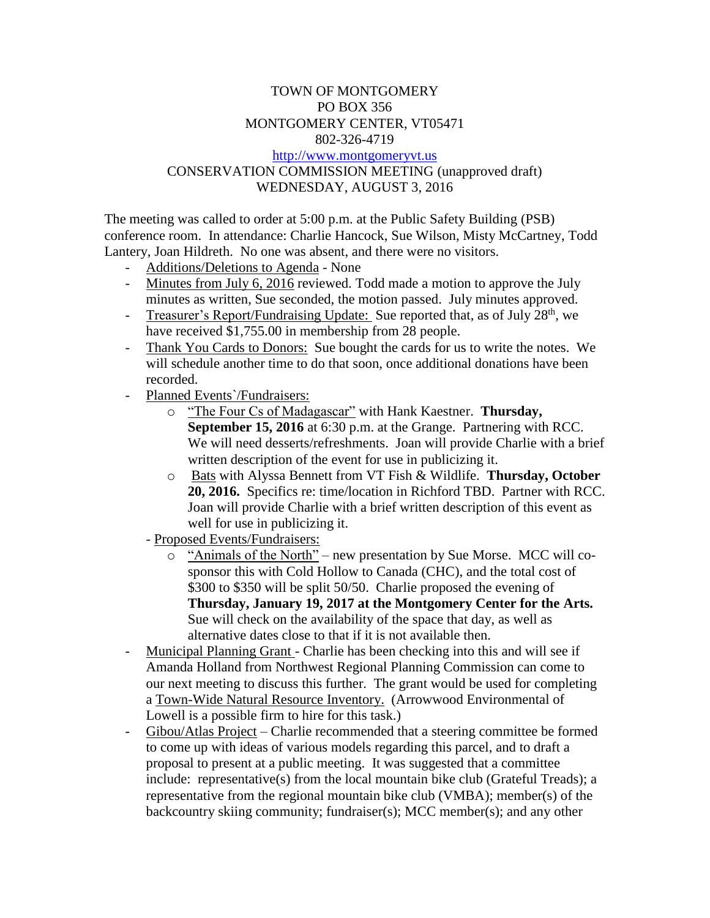TOWN OF MONTGOMERY
PO BOX 356
MONTGOMERY CENTER, VT05471
802-326-4719
http://www.montgomeryvt.us
CONSERVATION COMMISSION MEETING (unapproved draft)
WEDNESDAY, AUGUST 3, 2016

The meeting was called to order at 5:00 p.m. at the Public Safety Building (PSB) conference room. In attendance: Charlie Hancock, Sue Wilson, Misty McCartney, Todd Lantery, Joan Hildreth. No one was absent, and there were no visitors.

- Additions/Deletions to Agenda - None
- Minutes from July 6, 2016 reviewed. Todd made a motion to approve the July minutes as written, Sue seconded, the motion passed. July minutes approved.
- Treasurer's Report/Fundraising Update: Sue reported that, as of July 28th, we have received $1,755.00 in membership from 28 people.
- Thank You Cards to Donors: Sue bought the cards for us to write the notes. We will schedule another time to do that soon, once additional donations have been recorded.
- Planned Events`/Fundraisers:
  - "The Four Cs of Madagascar" with Hank Kaestner. **Thursday, September 15, 2016** at 6:30 p.m. at the Grange. Partnering with RCC. We will need desserts/refreshments. Joan will provide Charlie with a brief written description of the event for use in publicizing it.
  - Bats with Alyssa Bennett from VT Fish & Wildlife. **Thursday, October 20, 2016.** Specifics re: time/location in Richford TBD. Partner with RCC. Joan will provide Charlie with a brief written description of this event as well for use in publicizing it.
- Proposed Events/Fundraisers:
  - "Animals of the North" – new presentation by Sue Morse. MCC will co-sponsor this with Cold Hollow to Canada (CHC), and the total cost of $300 to $350 will be split 50/50. Charlie proposed the evening of **Thursday, January 19, 2017 at the Montgomery Center for the Arts.** Sue will check on the availability of the space that day, as well as alternative dates close to that if it is not available then.
- Municipal Planning Grant - Charlie has been checking into this and will see if Amanda Holland from Northwest Regional Planning Commission can come to our next meeting to discuss this further. The grant would be used for completing a Town-Wide Natural Resource Inventory. (Arrowwood Environmental of Lowell is a possible firm to hire for this task.)
- Gibou/Atlas Project – Charlie recommended that a steering committee be formed to come up with ideas of various models regarding this parcel, and to draft a proposal to present at a public meeting. It was suggested that a committee include: representative(s) from the local mountain bike club (Grateful Treads); a representative from the regional mountain bike club (VMBA); member(s) of the backcountry skiing community; fundraiser(s); MCC member(s); and any other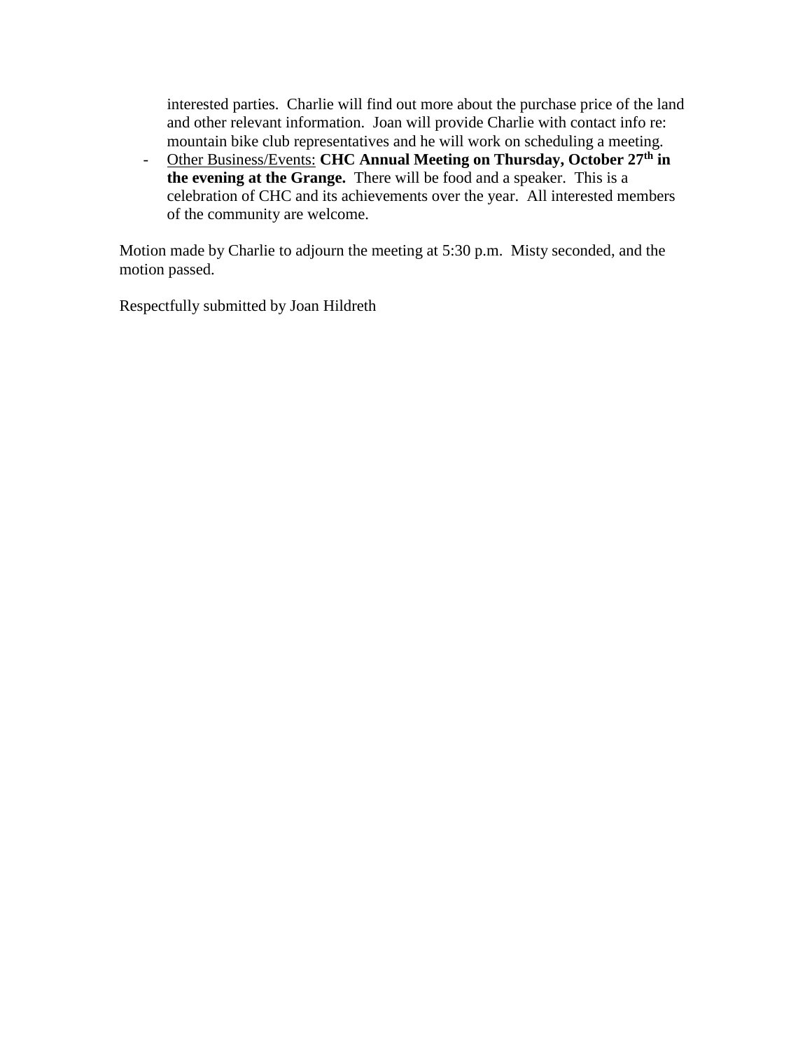interested parties. Charlie will find out more about the purchase price of the land and other relevant information. Joan will provide Charlie with contact info re: mountain bike club representatives and he will work on scheduling a meeting.

- Other Business/Events: **CHC Annual Meeting on Thursday, October 27th in the evening at the Grange.** There will be food and a speaker. This is a celebration of CHC and its achievements over the year. All interested members of the community are welcome.

Motion made by Charlie to adjourn the meeting at 5:30 p.m. Misty seconded, and the motion passed.

Respectfully submitted by Joan Hildreth